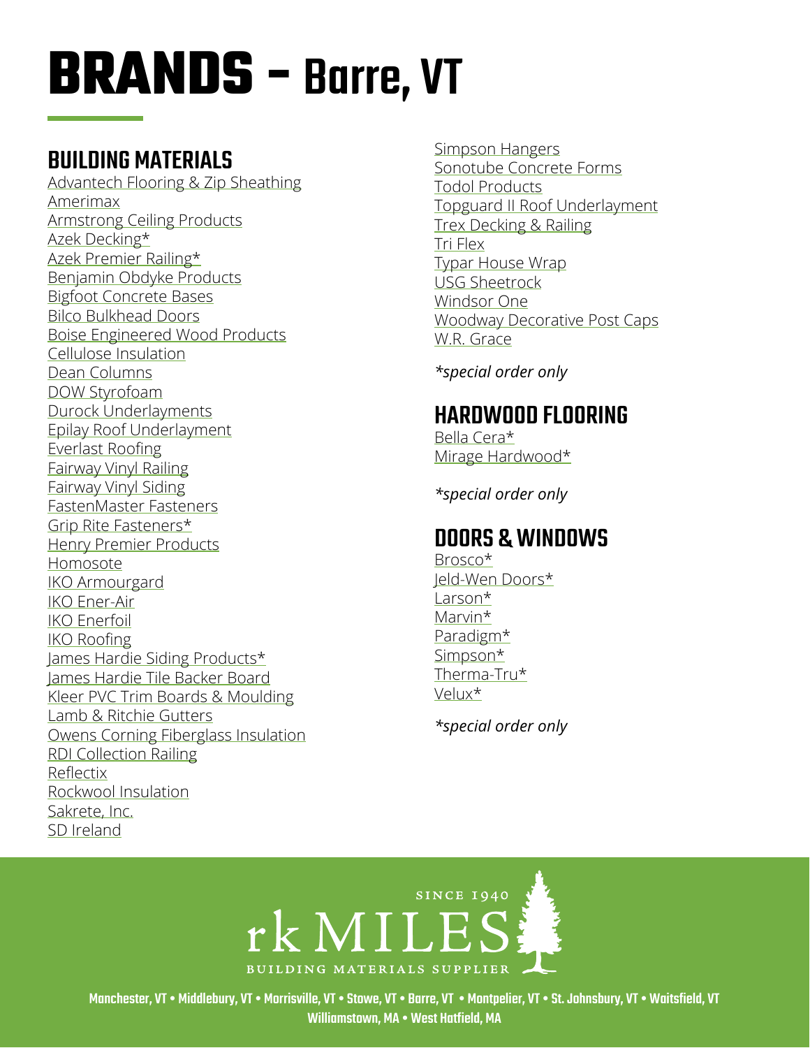# BRANDS - Barre, VT

## BUILDING MATERIALS

Advantech Flooring & Zip Sheathing
Amerimax
Armstrong Ceiling Products
Azek Decking*
Azek Premier Railing*
Benjamin Obdyke Products
Bigfoot Concrete Bases
Bilco Bulkhead Doors
Boise Engineered Wood Products
Cellulose Insulation
Dean Columns
DOW Styrofoam
Durock Underlayments
Epilay Roof Underlayment
Everlast Roofing
Fairway Vinyl Railing
Fairway Vinyl Siding
FastenMaster Fasteners
Grip Rite Fasteners*
Henry Premier Products
Homosote
IKO Armourgard
IKO Ener-Air
IKO Enerfoil
IKO Roofing
James Hardie Siding Products*
James Hardie Tile Backer Board
Kleer PVC Trim Boards & Moulding
Lamb & Ritchie Gutters
Owens Corning Fiberglass Insulation
RDI Collection Railing
Reflectix
Rockwool Insulation
Sakrete, Inc.
SD Ireland
Simpson Hangers
Sonotube Concrete Forms
Todol Products
Topguard II Roof Underlayment
Trex Decking & Railing
Tri Flex
Typar House Wrap
USG Sheetrock
Windsor One
Woodway Decorative Post Caps
W.R. Grace

*\*special order only*

## HARDWOOD FLOORING

Bella Cera*
Mirage Hardwood*

*\*special order only*

## DOORS & WINDOWS

Brosco*
Jeld-Wen Doors*
Larson*
Marvin*
Paradigm*
Simpson*
Therma-Tru*
Velux*

*\*special order only*

SINCE 1940
rk MILES
BUILDING MATERIALS SUPPLIER

**Manchester, VT • Middlebury, VT • Morrisville, VT • Stowe, VT • Barre, VT • Montpelier, VT • St. Johnsbury, VT • Waitsfield, VT**
**Williamstown, MA • West Hatfield, MA**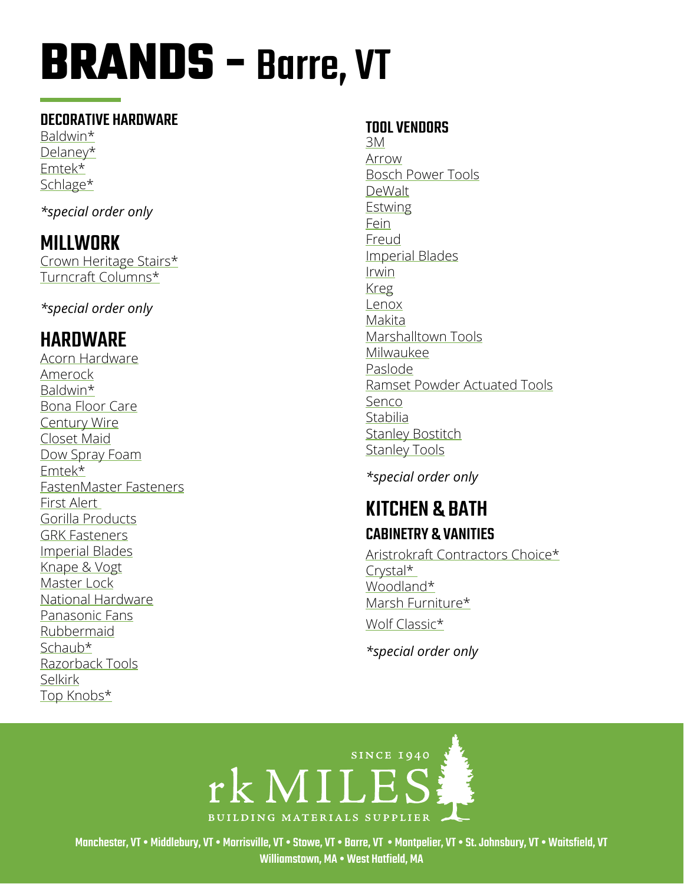# BRANDS – Barre, VT

### DECORATIVE HARDWARE

Baldwin*
Delaney*
Emtek*
Schlage*

*\*special order only*

## MILLWORK

Crown Heritage Stairs*
Turncraft Columns*

*\*special order only*

## HARDWARE

Acorn Hardware
Amerock
Baldwin*
Bona Floor Care
Century Wire
Closet Maid
Dow Spray Foam
Emtek*
FastenMaster Fasteners
First Alert
Gorilla Products
GRK Fasteners
Imperial Blades
Knape & Vogt
Master Lock
National Hardware
Panasonic Fans
Rubbermaid
Schaub*
Razorback Tools
Selkirk
Top Knobs*

### TOOL VENDORS

3M
Arrow
Bosch Power Tools
DeWalt
Estwing
Fein
Freud
Imperial Blades
Irwin
Kreg
Lenox
Makita
Marshalltown Tools
Milwaukee
Paslode
Ramset Powder Actuated Tools
Senco
Stabilia
Stanley Bostitch
Stanley Tools

*\*special order only*

## KITCHEN & BATH

### CABINETRY & VANITIES

Aristrokraft Contractors Choice*
Crystal*
Woodland*
Marsh Furniture*
Wolf Classic*

*\*special order only*

SINCE 1940
rk MILES
BUILDING MATERIALS SUPPLIER

**Manchester, VT • Middlebury, VT • Morrisville, VT • Stowe, VT • Barre, VT • Montpelier, VT • St. Johnsbury, VT • Waitsfield, VT Williamstown, MA • West Hatfield, MA**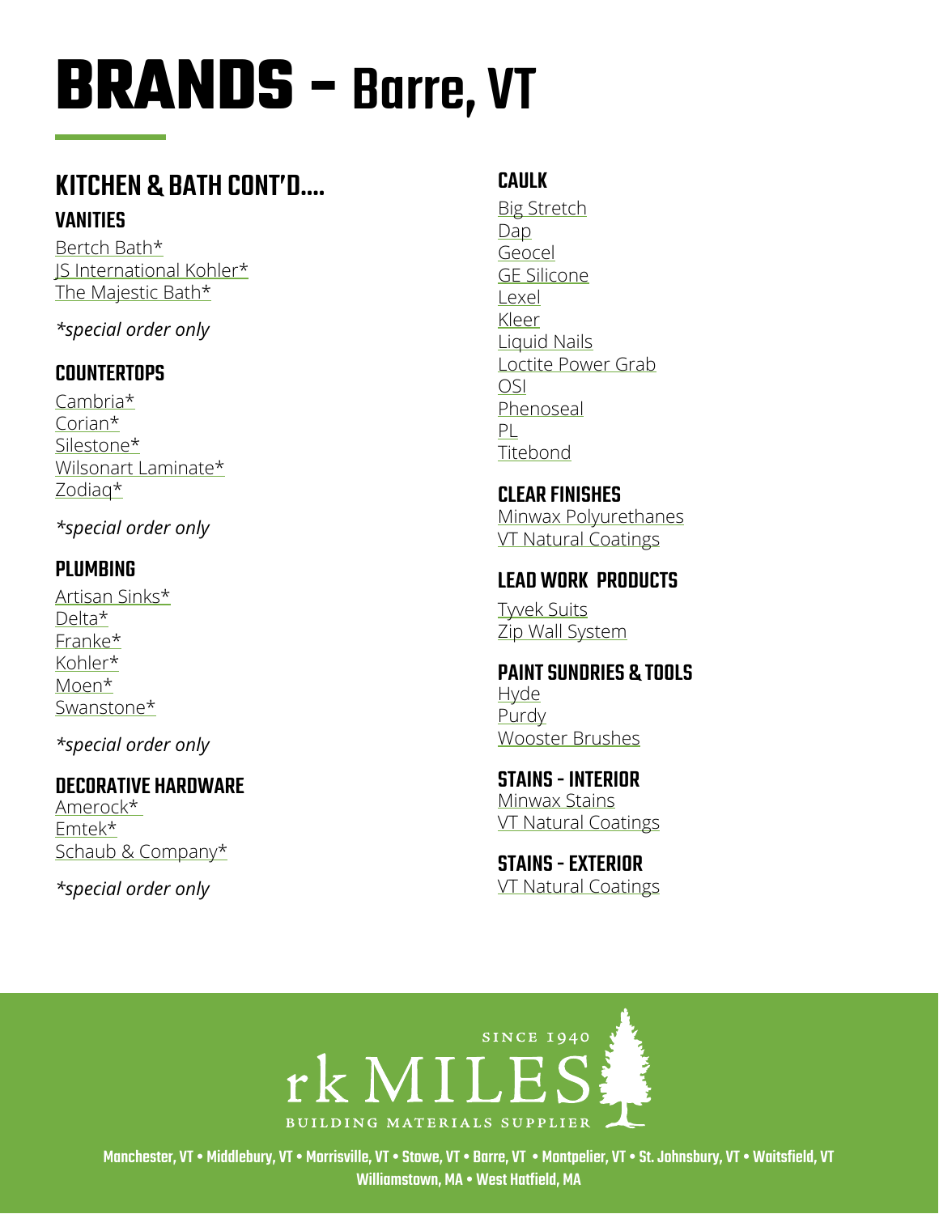# BRANDS - Barre, VT

## KITCHEN & BATH CONT'D....

### VANITIES

Bertch Bath*
JS International Kohler*
The Majestic Bath*

*\*special order only*

### COUNTERTOPS

Cambria*
Corian*
Silestone*
Wilsonart Laminate*
Zodiaq*

*\*special order only*

### PLUMBING

Artisan Sinks*
Delta*
Franke*
Kohler*
Moen*
Swanstone*

*\*special order only*

### DECORATIVE HARDWARE

Amerock*
Emtek*
Schaub & Company*

*\*special order only*

### CAULK

Big Stretch
Dap
Geocel
GE Silicone
Lexel
Kleer
Liquid Nails
Loctite Power Grab
OSI
Phenoseal
PL
Titebond

### CLEAR FINISHES

Minwax Polyurethanes
VT Natural Coatings

### LEAD WORK PRODUCTS

Tyvek Suits
Zip Wall System

### PAINT SUNDRIES & TOOLS

Hyde
Purdy
Wooster Brushes

### STAINS - INTERIOR

Minwax Stains
VT Natural Coatings

### STAINS - EXTERIOR

VT Natural Coatings

SINCE 1940
rk MILES
BUILDING MATERIALS SUPPLIER

Manchester, VT • Middlebury, VT • Morrisville, VT • Stowe, VT • Barre, VT • Montpelier, VT • St. Johnsbury, VT • Waitsfield, VT
Williamstown, MA • West Hatfield, MA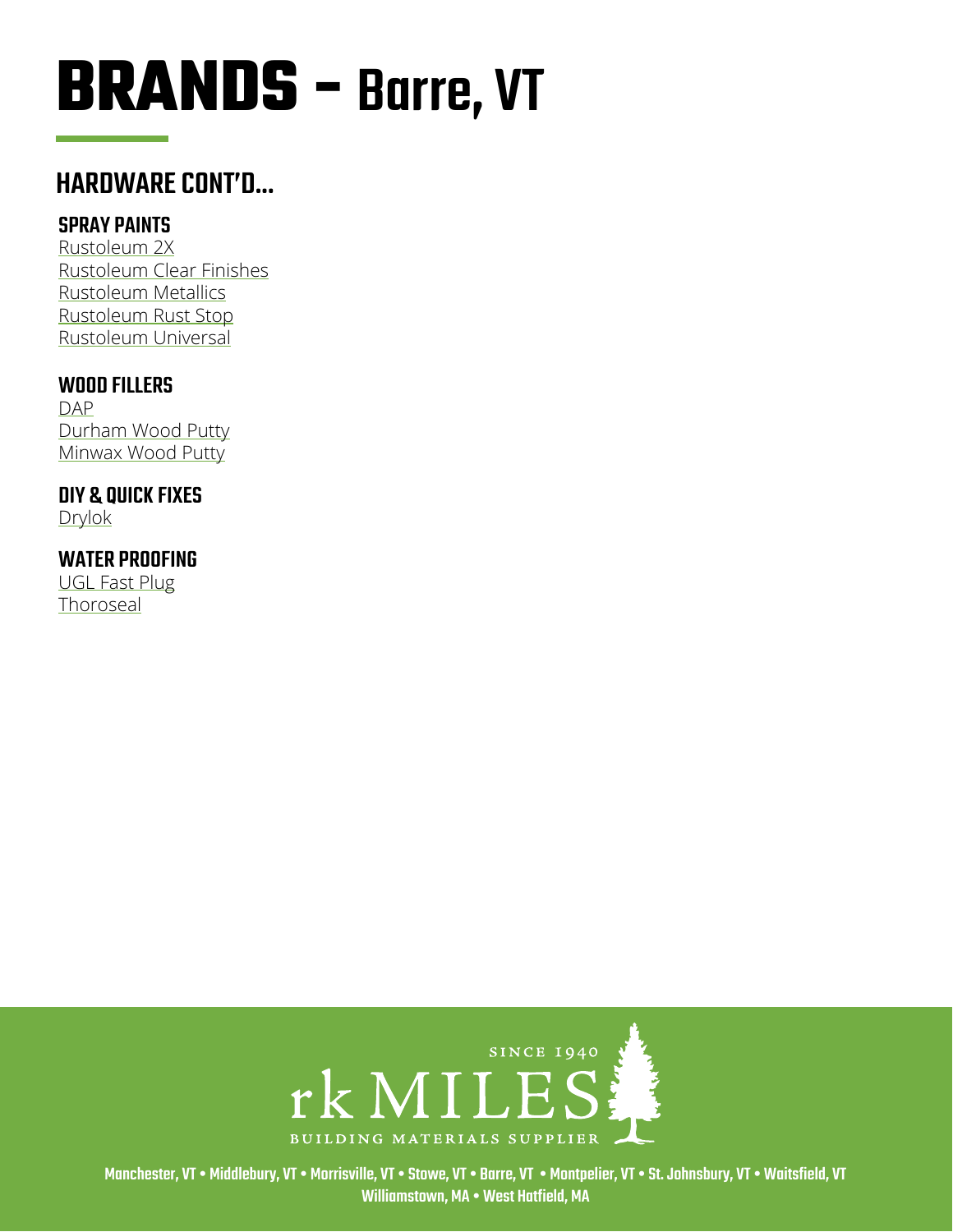# BRANDS – Barre, VT

## HARDWARE CONT'D...

### SPRAY PAINTS

Rustoleum 2X
Rustoleum Clear Finishes
Rustoleum Metallics
Rustoleum Rust Stop
Rustoleum Universal

### WOOD FILLERS

DAP
Durham Wood Putty
Minwax Wood Putty

### DIY & QUICK FIXES

Drylok

### WATER PROOFING

UGL Fast Plug
Thoroseal